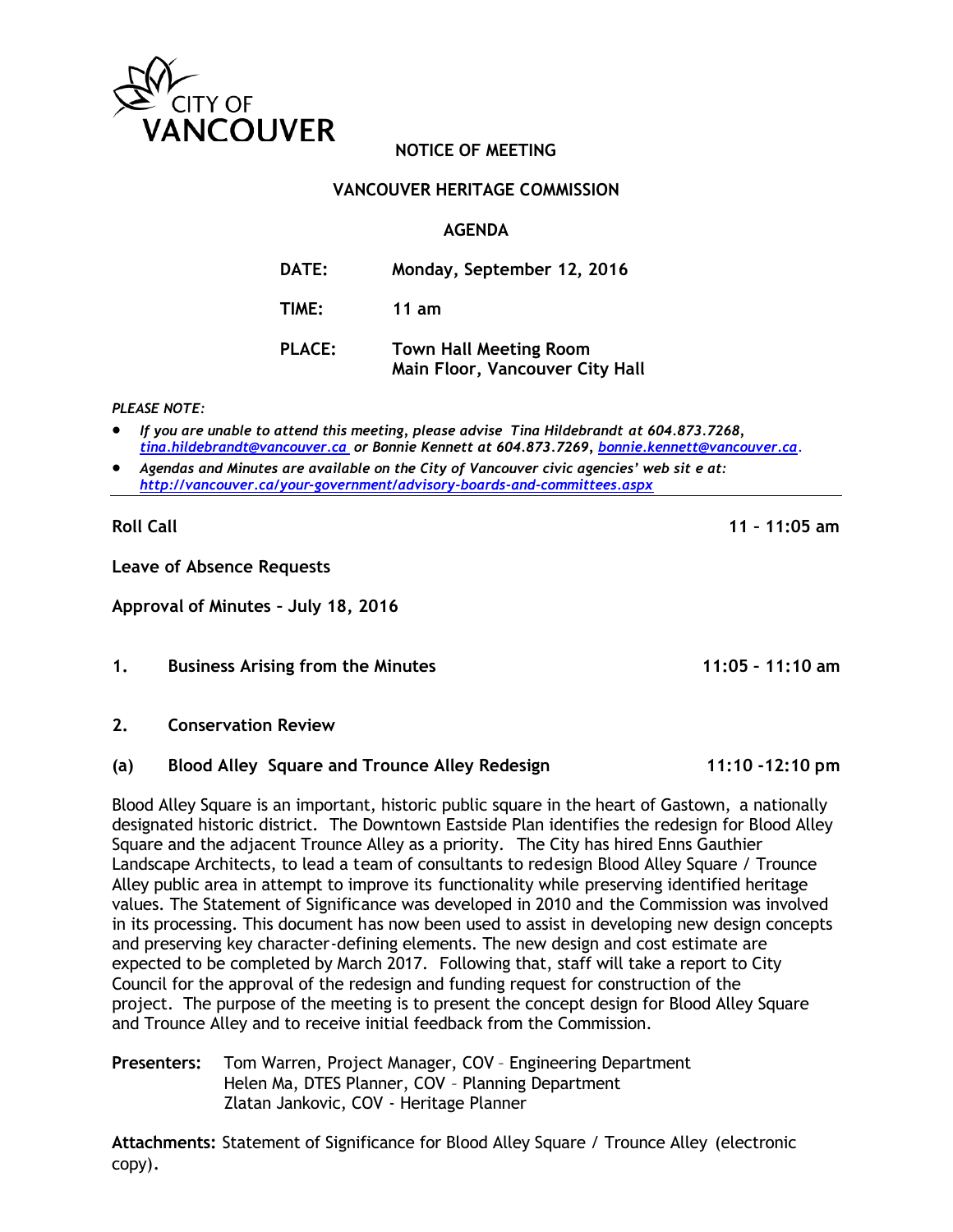CITY OF VANCOUVER

**NOTICE OF MEETING**

**VANCOUVER HERITAGE COMMISSION**

**AGENDA**

| | |
|---|---|
| **DATE:** | **Monday, September 12, 2016** |
| **TIME:** | **11 am** |
| **PLACE:** | **Town Hall Meeting Room**<br>**Main Floor, Vancouver City Hall** |

*PLEASE NOTE:*

- *If you are unable to attend this meeting, please advise Tina Hildebrandt at 604.873.7268, tina.hildebrandt@vancouver.ca or Bonnie Kennett at 604.873.7269, bonnie.kennett@vancouver.ca.*
- *Agendas and Minutes are available on the City of Vancouver civic agencies' web sit e at: http://vancouver.ca/your-government/advisory-boards-and-committees.aspx*

---

**Roll Call** — **11 – 11:05 am**

**Leave of Absence Requests**

**Approval of Minutes – July 18, 2016**

**1. Business Arising from the Minutes** — **11:05 – 11:10 am**

**2. Conservation Review**

**(a) Blood Alley Square and Trounce Alley Redesign** — **11:10 -12:10 pm**

Blood Alley Square is an important, historic public square in the heart of Gastown, a nationally designated historic district. The Downtown Eastside Plan identifies the redesign for Blood Alley Square and the adjacent Trounce Alley as a priority. The City has hired Enns Gauthier Landscape Architects, to lead a team of consultants to redesign Blood Alley Square / Trounce Alley public area in attempt to improve its functionality while preserving identified heritage values. The Statement of Significance was developed in 2010 and the Commission was involved in its processing. This document has now been used to assist in developing new design concepts and preserving key character-defining elements. The new design and cost estimate are expected to be completed by March 2017. Following that, staff will take a report to City Council for the approval of the redesign and funding request for construction of the project. The purpose of the meeting is to present the concept design for Blood Alley Square and Trounce Alley and to receive initial feedback from the Commission.

**Presenters:** Tom Warren, Project Manager, COV – Engineering Department
Helen Ma, DTES Planner, COV – Planning Department
Zlatan Jankovic, COV - Heritage Planner

**Attachments:** Statement of Significance for Blood Alley Square / Trounce Alley (electronic copy).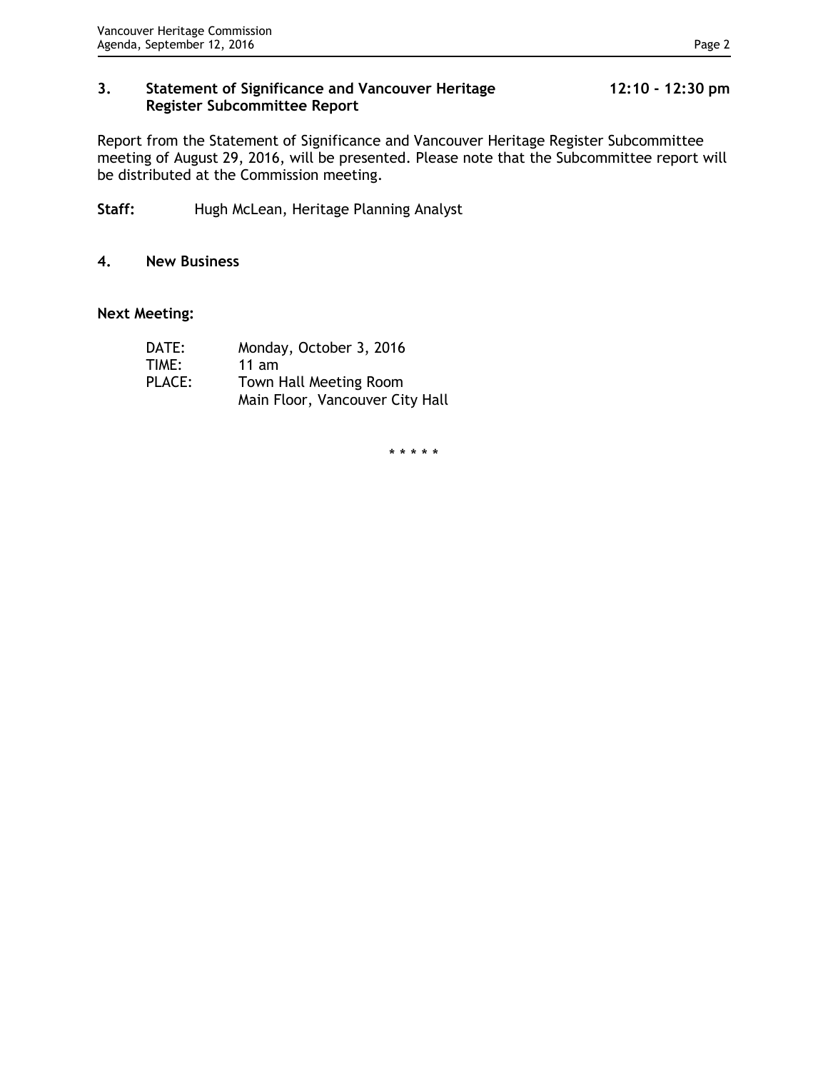## 3. Statement of Significance and Vancouver Heritage Register Subcommittee Report — 12:10 - 12:30 pm

Report from the Statement of Significance and Vancouver Heritage Register Subcommittee meeting of August 29, 2016, will be presented. Please note that the Subcommittee report will be distributed at the Commission meeting.

**Staff:** Hugh McLean, Heritage Planning Analyst

## 4. New Business

**Next Meeting:**

DATE: Monday, October 3, 2016
TIME: 11 am
PLACE: Town Hall Meeting Room
Main Floor, Vancouver City Hall

\* \* \* \* \*